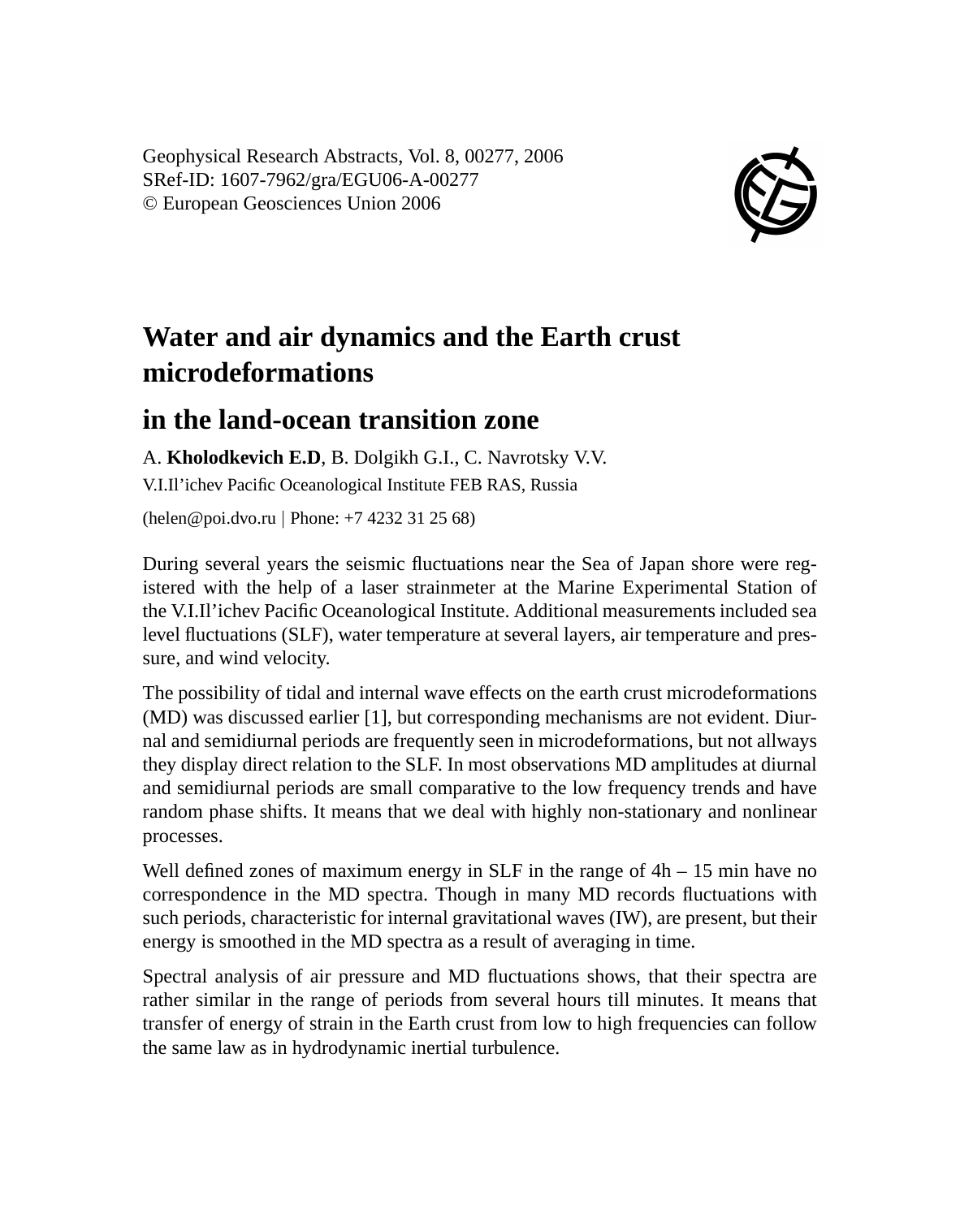Geophysical Research Abstracts, Vol. 8, 00277, 2006
SRef-ID: 1607-7962/gra/EGU06-A-00277
© European Geosciences Union 2006

# Water and air dynamics and the Earth crust microdeformations

# in the land-ocean transition zone

A. **Kholodkevich E.D**, B. Dolgikh G.I., C. Navrotsky V.V.

V.I.Il'ichev Pacific Oceanological Institute FEB RAS, Russia

(helen@poi.dvo.ru | Phone: +7 4232 31 25 68)

During several years the seismic fluctuations near the Sea of Japan shore were registered with the help of a laser strainmeter at the Marine Experimental Station of the V.I.Il'ichev Pacific Oceanological Institute. Additional measurements included sea level fluctuations (SLF), water temperature at several layers, air temperature and pressure, and wind velocity.

The possibility of tidal and internal wave effects on the earth crust microdeformations (MD) was discussed earlier [1], but corresponding mechanisms are not evident. Diurnal and semidiurnal periods are frequently seen in microdeformations, but not allways they display direct relation to the SLF. In most observations MD amplitudes at diurnal and semidiurnal periods are small comparative to the low frequency trends and have random phase shifts. It means that we deal with highly non-stationary and nonlinear processes.

Well defined zones of maximum energy in SLF in the range of 4h – 15 min have no correspondence in the MD spectra. Though in many MD records fluctuations with such periods, characteristic for internal gravitational waves (IW), are present, but their energy is smoothed in the MD spectra as a result of averaging in time.

Spectral analysis of air pressure and MD fluctuations shows, that their spectra are rather similar in the range of periods from several hours till minutes. It means that transfer of energy of strain in the Earth crust from low to high frequencies can follow the same law as in hydrodynamic inertial turbulence.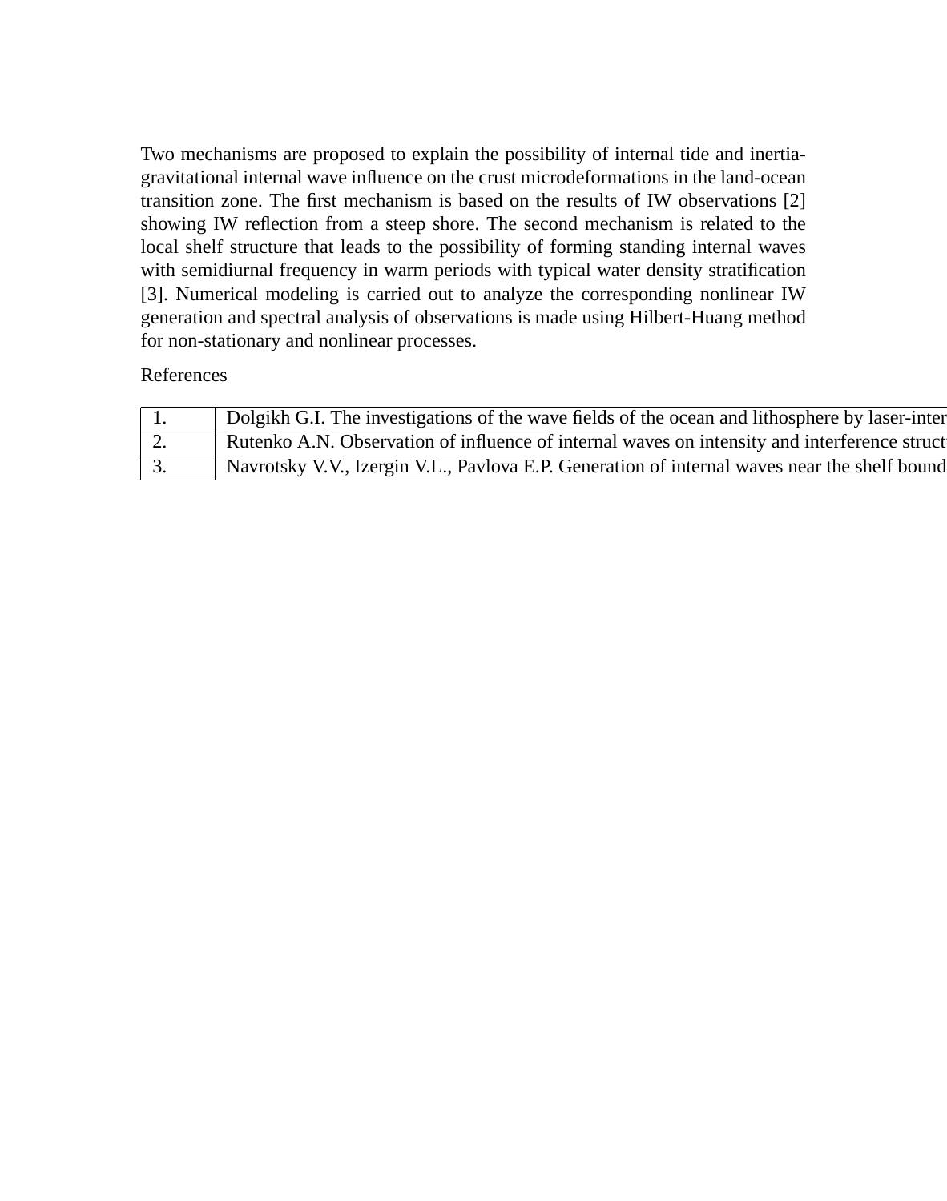Two mechanisms are proposed to explain the possibility of internal tide and inertia-gravitational internal wave influence on the crust microdeformations in the land-ocean transition zone. The first mechanism is based on the results of IW observations [2] showing IW reflection from a steep shore. The second mechanism is related to the local shelf structure that leads to the possibility of forming standing internal waves with semidiurnal frequency in warm periods with typical water density stratification [3]. Numerical modeling is carried out to analyze the corresponding nonlinear IW generation and spectral analysis of observations is made using Hilbert-Huang method for non-stationary and nonlinear processes.

References

| | |
|---|---|
| 1. | Dolgikh G.I. The investigations of the wave fields of the ocean and lithosphere by laser-inter |
| 2. | Rutenko A.N. Observation of influence of internal waves on intensity and interference struct |
| 3. | Navrotsky V.V., Izergin V.L., Pavlova E.P. Generation of internal waves near the shelf bound |